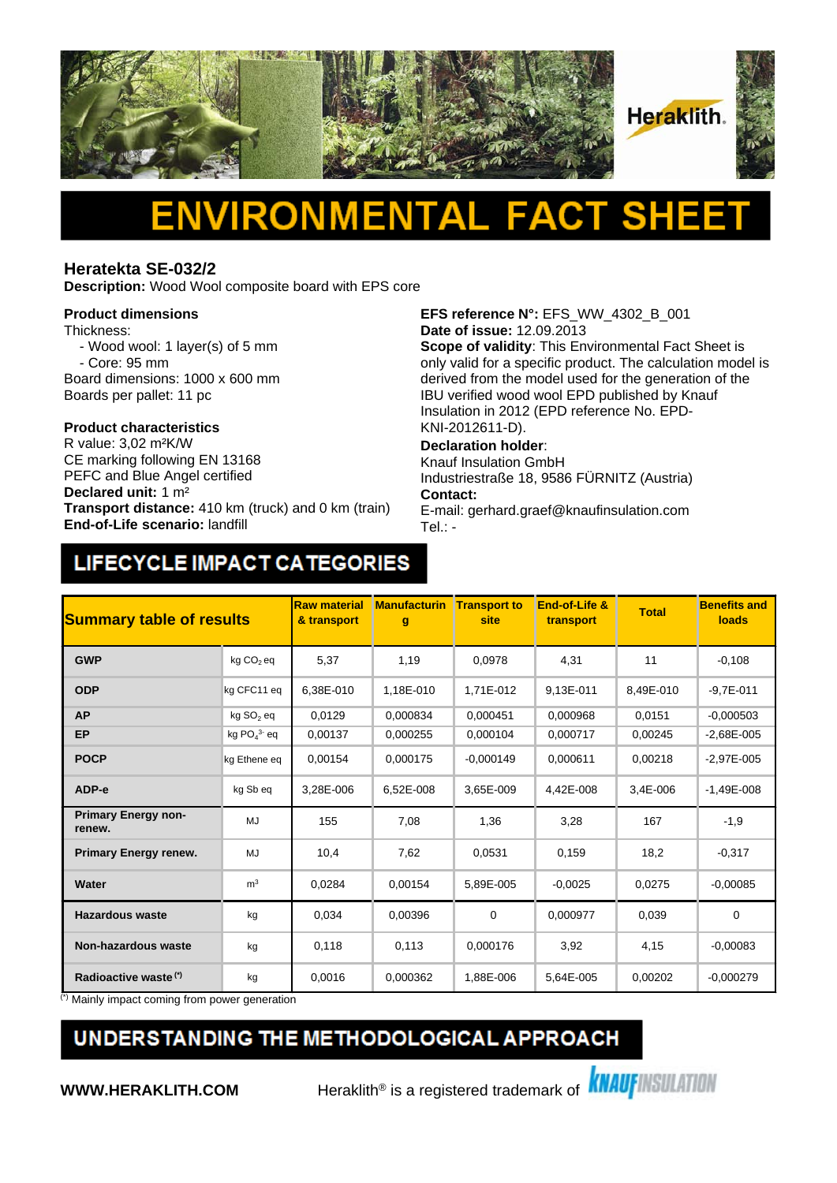# ENVIRONMENTAL FACT SHEET

## Heratekta SE-032/2

**Description:** Wood Wool composite board with EPS core

**Product dimensions**
Thickness:
- Wood wool: 1 layer(s) of 5 mm
- Core: 95 mm

Board dimensions: 1000 x 600 mm
Boards per pallet: 11 pc

**Product characteristics**
R value: 3,02 m²K/W
CE marking following EN 13168
PEFC and Blue Angel certified
**Declared unit:** 1 m²
**Transport distance:** 410 km (truck) and 0 km (train)
**End-of-Life scenario:** landfill

**EFS reference N°:** EFS_WW_4302_B_001
**Date of issue:** 12.09.2013
**Scope of validity**: This Environmental Fact Sheet is only valid for a specific product. The calculation model is derived from the model used for the generation of the IBU verified wood wool EPD published by Knauf Insulation in 2012 (EPD reference No. EPD-KNI-2012611-D).
**Declaration holder**:
Knauf Insulation GmbH
Industriestraße 18, 9586 FÜRNITZ (Austria)
**Contact:**
E-mail: gerhard.graef@knaufinsulation.com
Tel.: -

## LIFECYCLE IMPACT CATEGORIES

| Summary table of results | | Raw material & transport | Manufacturing | Transport to site | End-of-Life & transport | Total | Benefits and loads |
|---|---|---|---|---|---|---|---|
| **GWP** | kg $CO_2$ eq | 5,37 | 1,19 | 0,0978 | 4,31 | 11 | -0,108 |
| **ODP** | kg CFC11 eq | 6,38E-010 | 1,18E-010 | 1,71E-012 | 9,13E-011 | 8,49E-010 | -9,7E-011 |
| **AP** | kg $SO_2$ eq | 0,0129 | 0,000834 | 0,000451 | 0,000968 | 0,0151 | -0,000503 |
| **EP** | kg $PO_4^{3-}$ eq | 0,00137 | 0,000255 | 0,000104 | 0,000717 | 0,00245 | -2,68E-005 |
| **POCP** | kg Ethene eq | 0,00154 | 0,000175 | -0,000149 | 0,000611 | 0,00218 | -2,97E-005 |
| **ADP-e** | kg Sb eq | 3,28E-006 | 6,52E-008 | 3,65E-009 | 4,42E-008 | 3,4E-006 | -1,49E-008 |
| **Primary Energy non-renew.** | MJ | 155 | 7,08 | 1,36 | 3,28 | 167 | -1,9 |
| **Primary Energy renew.** | MJ | 10,4 | 7,62 | 0,0531 | 0,159 | 18,2 | -0,317 |
| **Water** | m³ | 0,0284 | 0,00154 | 5,89E-005 | -0,0025 | 0,0275 | -0,00085 |
| **Hazardous waste** | kg | 0,034 | 0,00396 | 0 | 0,000977 | 0,039 | 0 |
| **Non-hazardous waste** | kg | 0,118 | 0,113 | 0,000176 | 3,92 | 4,15 | -0,00083 |
| **Radioactive waste (*)** | kg | 0,0016 | 0,000362 | 1,88E-006 | 5,64E-005 | 0,00202 | -0,000279 |

(*) Mainly impact coming from power generation

## UNDERSTANDING THE METHODOLOGICAL APPROACH

**WWW.HERAKLITH.COM** Heraklith® is a registered trademark of KNAUF INSULATION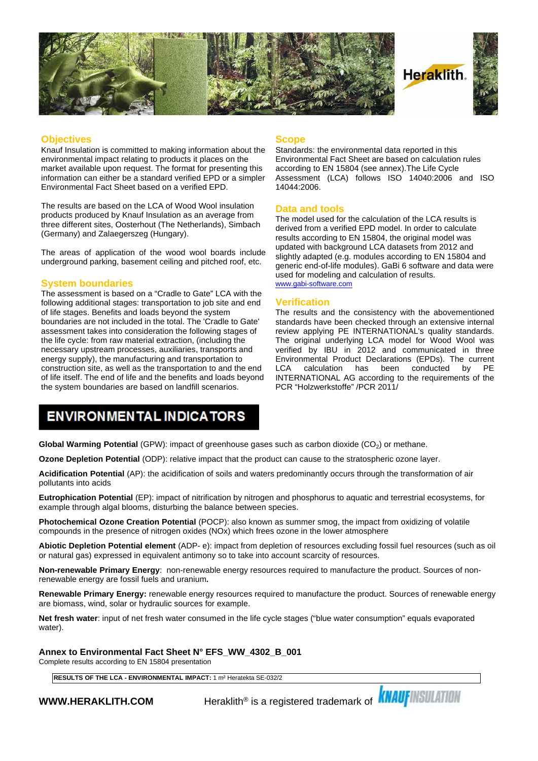## Objectives

Knauf Insulation is committed to making information about the environmental impact relating to products it places on the market available upon request. The format for presenting this information can either be a standard verified EPD or a simpler Environmental Fact Sheet based on a verified EPD.

The results are based on the LCA of Wood Wool insulation products produced by Knauf Insulation as an average from three different sites, Oosterhout (The Netherlands), Simbach (Germany) and Zalaegerszeg (Hungary).

The areas of application of the wood wool boards include underground parking, basement ceiling and pitched roof, etc.

## System boundaries

The assessment is based on a "Cradle to Gate" LCA with the following additional stages: transportation to job site and end of life stages. Benefits and loads beyond the system boundaries are not included in the total. The 'Cradle to Gate' assessment takes into consideration the following stages of the life cycle: from raw material extraction, (including the necessary upstream processes, auxiliaries, transports and energy supply), the manufacturing and transportation to construction site, as well as the transportation to and the end of life itself. The end of life and the benefits and loads beyond the system boundaries are based on landfill scenarios.

## Scope

Standards: the environmental data reported in this Environmental Fact Sheet are based on calculation rules according to EN 15804 (see annex).The Life Cycle Assessment (LCA) follows ISO 14040:2006 and ISO 14044:2006.

## Data and tools

The model used for the calculation of the LCA results is derived from a verified EPD model. In order to calculate results according to EN 15804, the original model was updated with background LCA datasets from 2012 and slightly adapted (e.g. modules according to EN 15804 and generic end-of-life modules). GaBi 6 software and data were used for modeling and calculation of results.
www.gabi-software.com

## Verification

The results and the consistency with the abovementioned standards have been checked through an extensive internal review applying PE INTERNATIONAL's quality standards. The original underlying LCA model for Wood Wool was verified by IBU in 2012 and communicated in three Environmental Product Declarations (EPDs). The current LCA calculation has been conducted by PE INTERNATIONAL AG according to the requirements of the PCR "Holzwerkstoffe" /PCR 2011/

# ENVIRONMENTAL INDICATORS

**Global Warming Potential** (GPW): impact of greenhouse gases such as carbon dioxide ($CO_2$) or methane.

**Ozone Depletion Potential** (ODP): relative impact that the product can cause to the stratospheric ozone layer.

**Acidification Potential** (AP): the acidification of soils and waters predominantly occurs through the transformation of air pollutants into acids

**Eutrophication Potential** (EP): impact of nitrification by nitrogen and phosphorus to aquatic and terrestrial ecosystems, for example through algal blooms, disturbing the balance between species.

**Photochemical Ozone Creation Potential** (POCP): also known as summer smog, the impact from oxidizing of volatile compounds in the presence of nitrogen oxides (NOx) which frees ozone in the lower atmosphere

**Abiotic Depletion Potential element** (ADP- e): impact from depletion of resources excluding fossil fuel resources (such as oil or natural gas) expressed in equivalent antimony so to take into account scarcity of resources.

**Non-renewable Primary Energy**: non-renewable energy resources required to manufacture the product. Sources of non-renewable energy are fossil fuels and uranium**.**

**Renewable Primary Energy:** renewable energy resources required to manufacture the product. Sources of renewable energy are biomass, wind, solar or hydraulic sources for example.

**Net fresh water**: input of net fresh water consumed in the life cycle stages ("blue water consumption" equals evaporated water).

**Annex to Environmental Fact Sheet N° EFS_WW_4302_B_001**

Complete results according to EN 15804 presentation

| **RESULTS OF THE LCA - ENVIRONMENTAL IMPACT:** 1 m² Heratekta SE-032/2 |
|---|

**WWW.HERAKLITH.COM** Heraklith® is a registered trademark of KNAUF INSULATION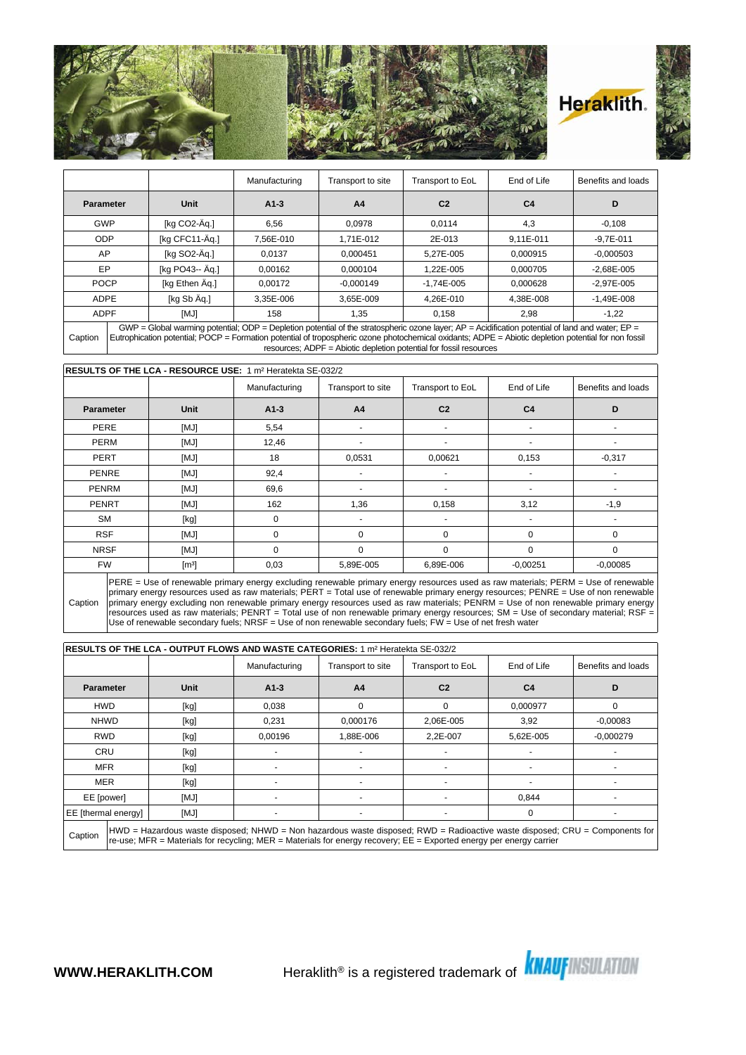| | | Manufacturing | Transport to site | Transport to EoL | End of Life | Benefits and loads |
|---|---|---|---|---|---|---|
| **Parameter** | **Unit** | **A1-3** | **A4** | **C2** | **C4** | **D** |
| GWP | [kg CO2-Äq.] | 6,56 | 0,0978 | 0,0114 | 4,3 | -0,108 |
| ODP | [kg CFC11-Äq.] | 7,56E-010 | 1,71E-012 | 2E-013 | 9,11E-011 | -9,7E-011 |
| AP | [kg SO2-Äq.] | 0,0137 | 0,000451 | 5,27E-005 | 0,000915 | -0,000503 |
| EP | [kg PO43-- Äq.] | 0,00162 | 0,000104 | 1,22E-005 | 0,000705 | -2,68E-005 |
| POCP | [kg Ethen Äq.] | 0,00172 | -0,000149 | -1,74E-005 | 0,000628 | -2,97E-005 |
| ADPE | [kg Sb Äq.] | 3,35E-006 | 3,65E-009 | 4,26E-010 | 4,38E-008 | -1,49E-008 |
| ADPF | [MJ] | 158 | 1,35 | 0,158 | 2,98 | -1,22 |
| Caption | GWP = Global warming potential; ODP = Depletion potential of the stratospheric ozone layer; AP = Acidification potential of land and water; EP = Eutrophication potential; POCP = Formation potential of tropospheric ozone photochemical oxidants; ADPE = Abiotic depletion potential for non fossil resources; ADPF = Abiotic depletion potential for fossil resources | | | | | |

**RESULTS OF THE LCA - RESOURCE USE:** 1 m² Heratekta SE-032/2

| | | Manufacturing | Transport to site | Transport to EoL | End of Life | Benefits and loads |
|---|---|---|---|---|---|---|
| **Parameter** | **Unit** | **A1-3** | **A4** | **C2** | **C4** | **D** |
| PERE | [MJ] | 5,54 | - | - | - | - |
| PERM | [MJ] | 12,46 | - | - | - | - |
| PERT | [MJ] | 18 | 0,0531 | 0,00621 | 0,153 | -0,317 |
| PENRE | [MJ] | 92,4 | - | - | - | - |
| PENRM | [MJ] | 69,6 | - | - | - | - |
| PENRT | [MJ] | 162 | 1,36 | 0,158 | 3,12 | -1,9 |
| SM | [kg] | 0 | - | - | - | - |
| RSF | [MJ] | 0 | 0 | 0 | 0 | 0 |
| NRSF | [MJ] | 0 | 0 | 0 | 0 | 0 |
| FW | [m³] | 0,03 | 5,89E-005 | 6,89E-006 | -0,00251 | -0,00085 |
| Caption | PERE = Use of renewable primary energy excluding renewable primary energy resources used as raw materials; PERM = Use of renewable primary energy resources used as raw materials; PERT = Total use of renewable primary energy resources; PENRE = Use of non renewable primary energy excluding non renewable primary energy resources used as raw materials; PENRM = Use of non renewable primary energy resources used as raw materials; PENRT = Total use of non renewable primary energy resources; SM = Use of secondary material; RSF = Use of renewable secondary fuels; NRSF = Use of non renewable secondary fuels; FW = Use of net fresh water | | | | | |

**RESULTS OF THE LCA - OUTPUT FLOWS AND WASTE CATEGORIES:** 1 m² Heratekta SE-032/2

| | | Manufacturing | Transport to site | Transport to EoL | End of Life | Benefits and loads |
|---|---|---|---|---|---|---|
| **Parameter** | **Unit** | **A1-3** | **A4** | **C2** | **C4** | **D** |
| HWD | [kg] | 0,038 | 0 | 0 | 0,000977 | 0 |
| NHWD | [kg] | 0,231 | 0,000176 | 2,06E-005 | 3,92 | -0,00083 |
| RWD | [kg] | 0,00196 | 1,88E-006 | 2,2E-007 | 5,62E-005 | -0,000279 |
| CRU | [kg] | - | - | - | - | - |
| MFR | [kg] | - | - | - | - | - |
| MER | [kg] | - | - | - | - | - |
| EE [power] | [MJ] | - | - | - | 0,844 | - |
| EE [thermal energy] | [MJ] | - | - | - | 0 | - |
| Caption | HWD = Hazardous waste disposed; NHWD = Non hazardous waste disposed; RWD = Radioactive waste disposed; CRU = Components for re-use; MFR = Materials for recycling; MER = Materials for energy recovery; EE = Exported energy per energy carrier | | | | | |

**WWW.HERAKLITH.COM** Heraklith® is a registered trademark of KNAUF INSULATION